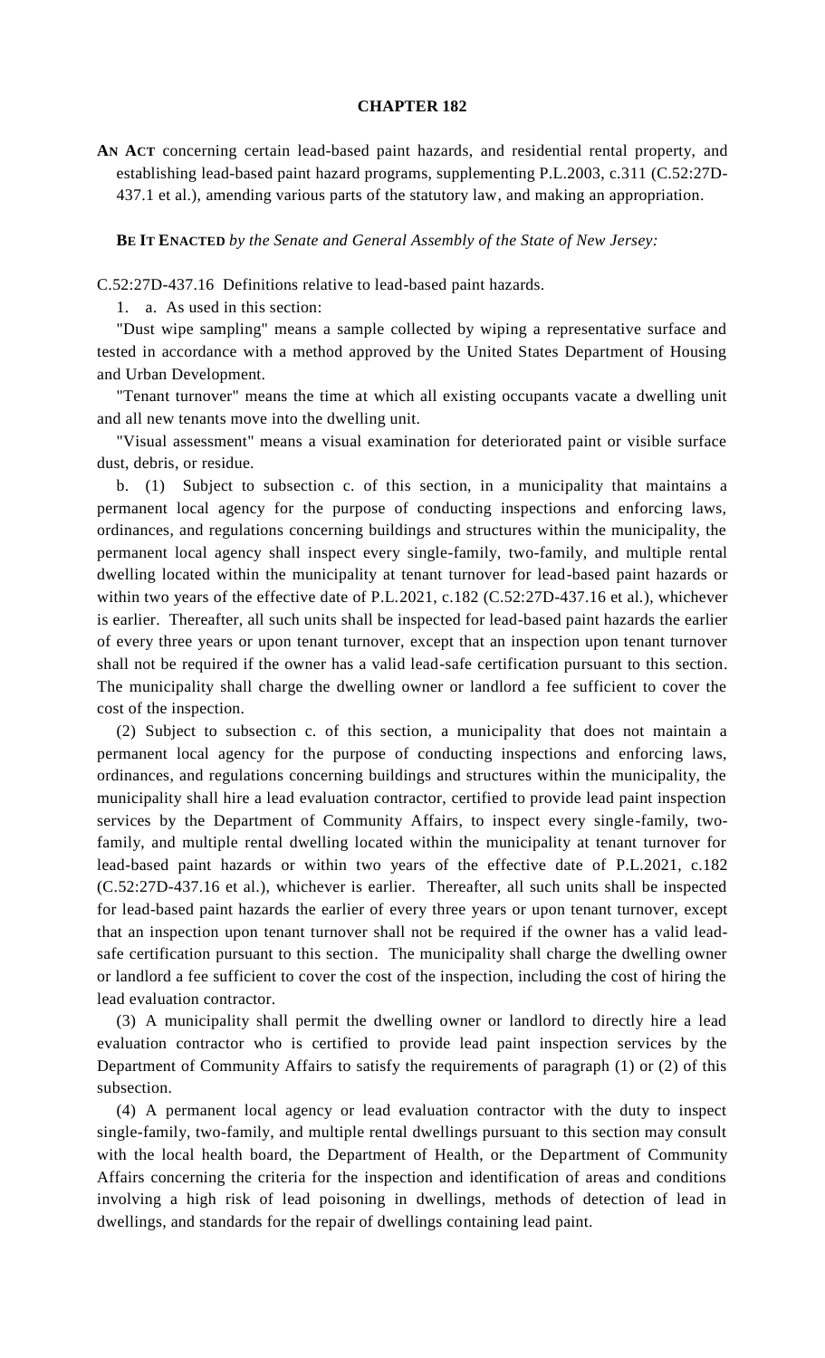# CHAPTER 182

**AN ACT** concerning certain lead-based paint hazards, and residential rental property, and establishing lead-based paint hazard programs, supplementing P.L.2003, c.311 (C.52:27D-437.1 et al.), amending various parts of the statutory law, and making an appropriation.

**BE IT ENACTED** *by the Senate and General Assembly of the State of New Jersey:*

C.52:27D-437.16 Definitions relative to lead-based paint hazards.

1. a. As used in this section:

"Dust wipe sampling" means a sample collected by wiping a representative surface and tested in accordance with a method approved by the United States Department of Housing and Urban Development.

"Tenant turnover" means the time at which all existing occupants vacate a dwelling unit and all new tenants move into the dwelling unit.

"Visual assessment" means a visual examination for deteriorated paint or visible surface dust, debris, or residue.

b. (1) Subject to subsection c. of this section, in a municipality that maintains a permanent local agency for the purpose of conducting inspections and enforcing laws, ordinances, and regulations concerning buildings and structures within the municipality, the permanent local agency shall inspect every single-family, two-family, and multiple rental dwelling located within the municipality at tenant turnover for lead-based paint hazards or within two years of the effective date of P.L.2021, c.182 (C.52:27D-437.16 et al.), whichever is earlier. Thereafter, all such units shall be inspected for lead-based paint hazards the earlier of every three years or upon tenant turnover, except that an inspection upon tenant turnover shall not be required if the owner has a valid lead-safe certification pursuant to this section. The municipality shall charge the dwelling owner or landlord a fee sufficient to cover the cost of the inspection.

(2) Subject to subsection c. of this section, a municipality that does not maintain a permanent local agency for the purpose of conducting inspections and enforcing laws, ordinances, and regulations concerning buildings and structures within the municipality, the municipality shall hire a lead evaluation contractor, certified to provide lead paint inspection services by the Department of Community Affairs, to inspect every single-family, two-family, and multiple rental dwelling located within the municipality at tenant turnover for lead-based paint hazards or within two years of the effective date of P.L.2021, c.182 (C.52:27D-437.16 et al.), whichever is earlier. Thereafter, all such units shall be inspected for lead-based paint hazards the earlier of every three years or upon tenant turnover, except that an inspection upon tenant turnover shall not be required if the owner has a valid lead-safe certification pursuant to this section. The municipality shall charge the dwelling owner or landlord a fee sufficient to cover the cost of the inspection, including the cost of hiring the lead evaluation contractor.

(3) A municipality shall permit the dwelling owner or landlord to directly hire a lead evaluation contractor who is certified to provide lead paint inspection services by the Department of Community Affairs to satisfy the requirements of paragraph (1) or (2) of this subsection.

(4) A permanent local agency or lead evaluation contractor with the duty to inspect single-family, two-family, and multiple rental dwellings pursuant to this section may consult with the local health board, the Department of Health, or the Department of Community Affairs concerning the criteria for the inspection and identification of areas and conditions involving a high risk of lead poisoning in dwellings, methods of detection of lead in dwellings, and standards for the repair of dwellings containing lead paint.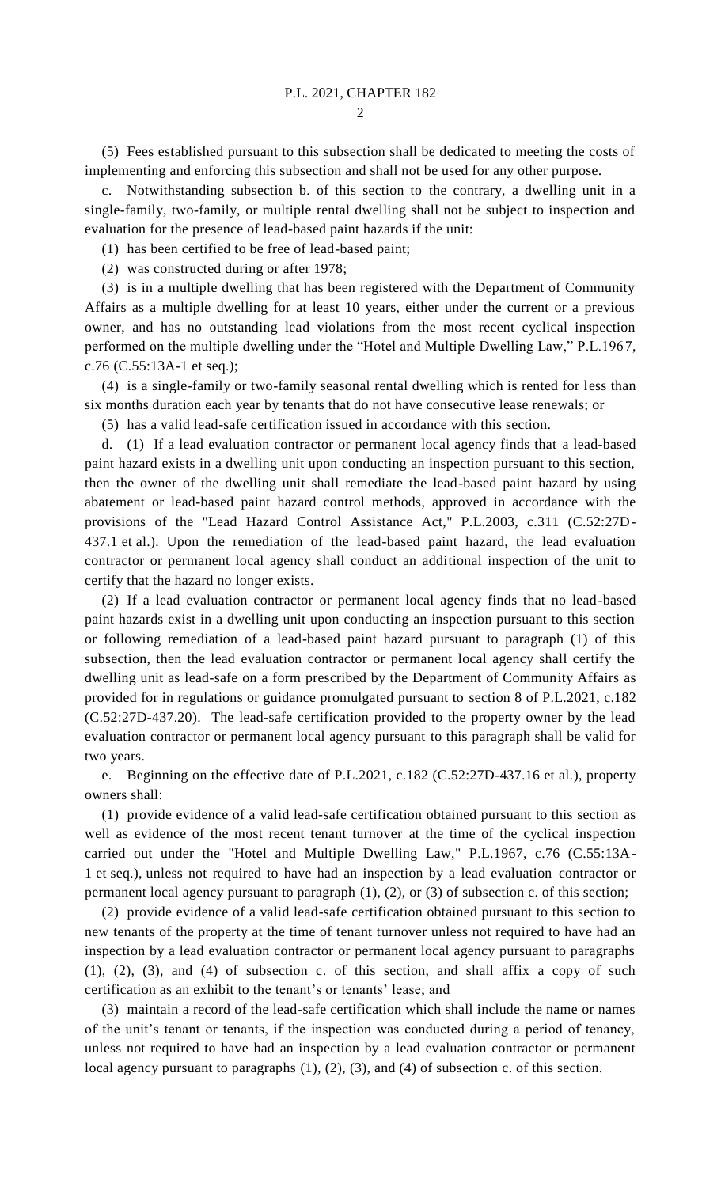(5) Fees established pursuant to this subsection shall be dedicated to meeting the costs of implementing and enforcing this subsection and shall not be used for any other purpose.

c. Notwithstanding subsection b. of this section to the contrary, a dwelling unit in a single-family, two-family, or multiple rental dwelling shall not be subject to inspection and evaluation for the presence of lead-based paint hazards if the unit:

(1) has been certified to be free of lead-based paint;

(2) was constructed during or after 1978;

(3) is in a multiple dwelling that has been registered with the Department of Community Affairs as a multiple dwelling for at least 10 years, either under the current or a previous owner, and has no outstanding lead violations from the most recent cyclical inspection performed on the multiple dwelling under the "Hotel and Multiple Dwelling Law," P.L.1967, c.76 (C.55:13A-1 et seq.);

(4) is a single-family or two-family seasonal rental dwelling which is rented for less than six months duration each year by tenants that do not have consecutive lease renewals; or

(5) has a valid lead-safe certification issued in accordance with this section.

d. (1) If a lead evaluation contractor or permanent local agency finds that a lead-based paint hazard exists in a dwelling unit upon conducting an inspection pursuant to this section, then the owner of the dwelling unit shall remediate the lead-based paint hazard by using abatement or lead-based paint hazard control methods, approved in accordance with the provisions of the "Lead Hazard Control Assistance Act," P.L.2003, c.311 (C.52:27D-437.1 et al.). Upon the remediation of the lead-based paint hazard, the lead evaluation contractor or permanent local agency shall conduct an additional inspection of the unit to certify that the hazard no longer exists.

(2) If a lead evaluation contractor or permanent local agency finds that no lead-based paint hazards exist in a dwelling unit upon conducting an inspection pursuant to this section or following remediation of a lead-based paint hazard pursuant to paragraph (1) of this subsection, then the lead evaluation contractor or permanent local agency shall certify the dwelling unit as lead-safe on a form prescribed by the Department of Community Affairs as provided for in regulations or guidance promulgated pursuant to section 8 of P.L.2021, c.182 (C.52:27D-437.20). The lead-safe certification provided to the property owner by the lead evaluation contractor or permanent local agency pursuant to this paragraph shall be valid for two years.

e. Beginning on the effective date of P.L.2021, c.182 (C.52:27D-437.16 et al.), property owners shall:

(1) provide evidence of a valid lead-safe certification obtained pursuant to this section as well as evidence of the most recent tenant turnover at the time of the cyclical inspection carried out under the "Hotel and Multiple Dwelling Law," P.L.1967, c.76 (C.55:13A-1 et seq.), unless not required to have had an inspection by a lead evaluation contractor or permanent local agency pursuant to paragraph (1), (2), or (3) of subsection c. of this section;

(2) provide evidence of a valid lead-safe certification obtained pursuant to this section to new tenants of the property at the time of tenant turnover unless not required to have had an inspection by a lead evaluation contractor or permanent local agency pursuant to paragraphs (1), (2), (3), and (4) of subsection c. of this section, and shall affix a copy of such certification as an exhibit to the tenant's or tenants' lease; and

(3) maintain a record of the lead-safe certification which shall include the name or names of the unit's tenant or tenants, if the inspection was conducted during a period of tenancy, unless not required to have had an inspection by a lead evaluation contractor or permanent local agency pursuant to paragraphs (1), (2), (3), and (4) of subsection c. of this section.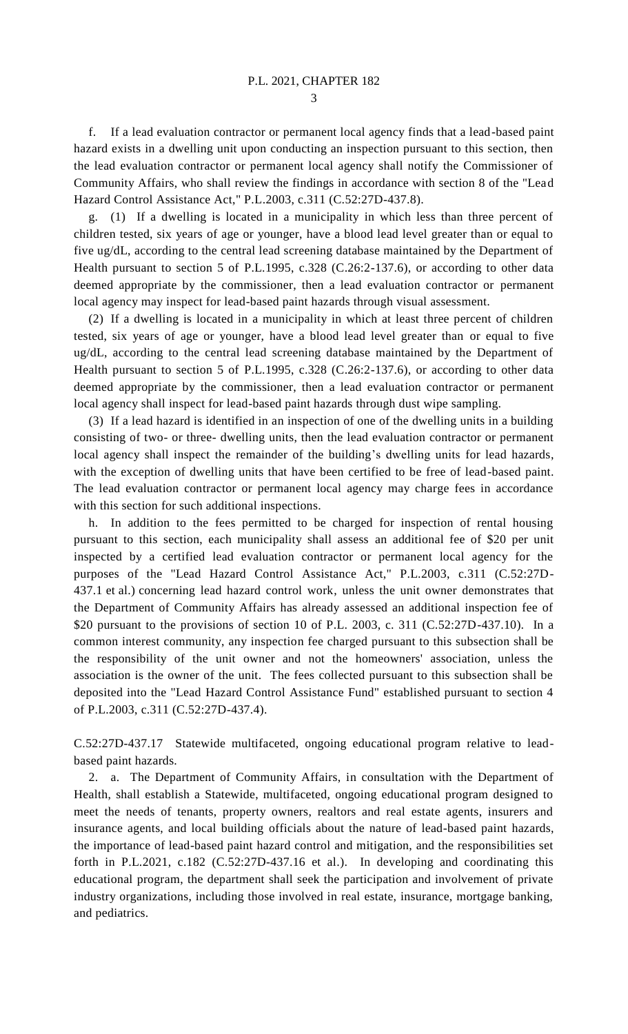f. If a lead evaluation contractor or permanent local agency finds that a lead-based paint hazard exists in a dwelling unit upon conducting an inspection pursuant to this section, then the lead evaluation contractor or permanent local agency shall notify the Commissioner of Community Affairs, who shall review the findings in accordance with section 8 of the "Lead Hazard Control Assistance Act," P.L.2003, c.311 (C.52:27D-437.8).

g. (1) If a dwelling is located in a municipality in which less than three percent of children tested, six years of age or younger, have a blood lead level greater than or equal to five ug/dL, according to the central lead screening database maintained by the Department of Health pursuant to section 5 of P.L.1995, c.328 (C.26:2-137.6), or according to other data deemed appropriate by the commissioner, then a lead evaluation contractor or permanent local agency may inspect for lead-based paint hazards through visual assessment.

(2) If a dwelling is located in a municipality in which at least three percent of children tested, six years of age or younger, have a blood lead level greater than or equal to five ug/dL, according to the central lead screening database maintained by the Department of Health pursuant to section 5 of P.L.1995, c.328 (C.26:2-137.6), or according to other data deemed appropriate by the commissioner, then a lead evaluation contractor or permanent local agency shall inspect for lead-based paint hazards through dust wipe sampling.

(3) If a lead hazard is identified in an inspection of one of the dwelling units in a building consisting of two- or three- dwelling units, then the lead evaluation contractor or permanent local agency shall inspect the remainder of the building's dwelling units for lead hazards, with the exception of dwelling units that have been certified to be free of lead-based paint. The lead evaluation contractor or permanent local agency may charge fees in accordance with this section for such additional inspections.

h. In addition to the fees permitted to be charged for inspection of rental housing pursuant to this section, each municipality shall assess an additional fee of $20 per unit inspected by a certified lead evaluation contractor or permanent local agency for the purposes of the "Lead Hazard Control Assistance Act," P.L.2003, c.311 (C.52:27D-437.1 et al.) concerning lead hazard control work, unless the unit owner demonstrates that the Department of Community Affairs has already assessed an additional inspection fee of $20 pursuant to the provisions of section 10 of P.L. 2003, c. 311 (C.52:27D-437.10). In a common interest community, any inspection fee charged pursuant to this subsection shall be the responsibility of the unit owner and not the homeowners' association, unless the association is the owner of the unit. The fees collected pursuant to this subsection shall be deposited into the "Lead Hazard Control Assistance Fund" established pursuant to section 4 of P.L.2003, c.311 (C.52:27D-437.4).

C.52:27D-437.17 Statewide multifaceted, ongoing educational program relative to lead-based paint hazards.

2. a. The Department of Community Affairs, in consultation with the Department of Health, shall establish a Statewide, multifaceted, ongoing educational program designed to meet the needs of tenants, property owners, realtors and real estate agents, insurers and insurance agents, and local building officials about the nature of lead-based paint hazards, the importance of lead-based paint hazard control and mitigation, and the responsibilities set forth in P.L.2021, c.182 (C.52:27D-437.16 et al.). In developing and coordinating this educational program, the department shall seek the participation and involvement of private industry organizations, including those involved in real estate, insurance, mortgage banking, and pediatrics.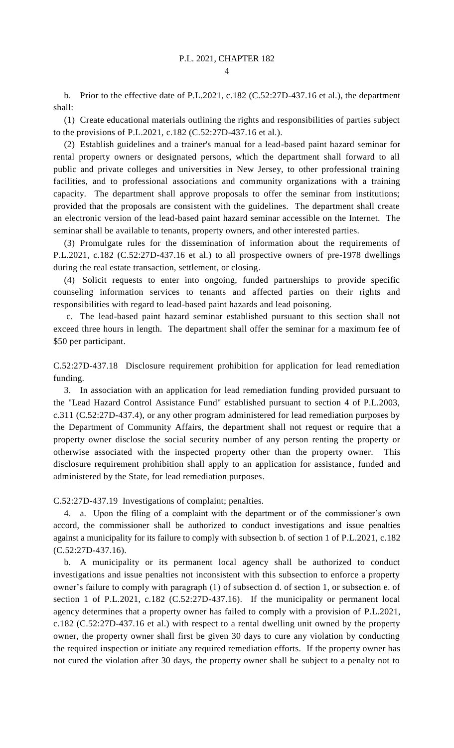b. Prior to the effective date of P.L.2021, c.182 (C.52:27D-437.16 et al.), the department shall:

(1) Create educational materials outlining the rights and responsibilities of parties subject to the provisions of P.L.2021, c.182 (C.52:27D-437.16 et al.).

(2) Establish guidelines and a trainer's manual for a lead-based paint hazard seminar for rental property owners or designated persons, which the department shall forward to all public and private colleges and universities in New Jersey, to other professional training facilities, and to professional associations and community organizations with a training capacity. The department shall approve proposals to offer the seminar from institutions; provided that the proposals are consistent with the guidelines. The department shall create an electronic version of the lead-based paint hazard seminar accessible on the Internet. The seminar shall be available to tenants, property owners, and other interested parties.

(3) Promulgate rules for the dissemination of information about the requirements of P.L.2021, c.182 (C.52:27D-437.16 et al.) to all prospective owners of pre-1978 dwellings during the real estate transaction, settlement, or closing.

(4) Solicit requests to enter into ongoing, funded partnerships to provide specific counseling information services to tenants and affected parties on their rights and responsibilities with regard to lead-based paint hazards and lead poisoning.

c. The lead-based paint hazard seminar established pursuant to this section shall not exceed three hours in length. The department shall offer the seminar for a maximum fee of $50 per participant.

C.52:27D-437.18 Disclosure requirement prohibition for application for lead remediation funding.

3. In association with an application for lead remediation funding provided pursuant to the "Lead Hazard Control Assistance Fund" established pursuant to section 4 of P.L.2003, c.311 (C.52:27D-437.4), or any other program administered for lead remediation purposes by the Department of Community Affairs, the department shall not request or require that a property owner disclose the social security number of any person renting the property or otherwise associated with the inspected property other than the property owner. This disclosure requirement prohibition shall apply to an application for assistance, funded and administered by the State, for lead remediation purposes.

C.52:27D-437.19 Investigations of complaint; penalties.

4. a. Upon the filing of a complaint with the department or of the commissioner's own accord, the commissioner shall be authorized to conduct investigations and issue penalties against a municipality for its failure to comply with subsection b. of section 1 of P.L.2021, c.182 (C.52:27D-437.16).

b. A municipality or its permanent local agency shall be authorized to conduct investigations and issue penalties not inconsistent with this subsection to enforce a property owner's failure to comply with paragraph (1) of subsection d. of section 1, or subsection e. of section 1 of P.L.2021, c.182 (C.52:27D-437.16). If the municipality or permanent local agency determines that a property owner has failed to comply with a provision of P.L.2021, c.182 (C.52:27D-437.16 et al.) with respect to a rental dwelling unit owned by the property owner, the property owner shall first be given 30 days to cure any violation by conducting the required inspection or initiate any required remediation efforts. If the property owner has not cured the violation after 30 days, the property owner shall be subject to a penalty not to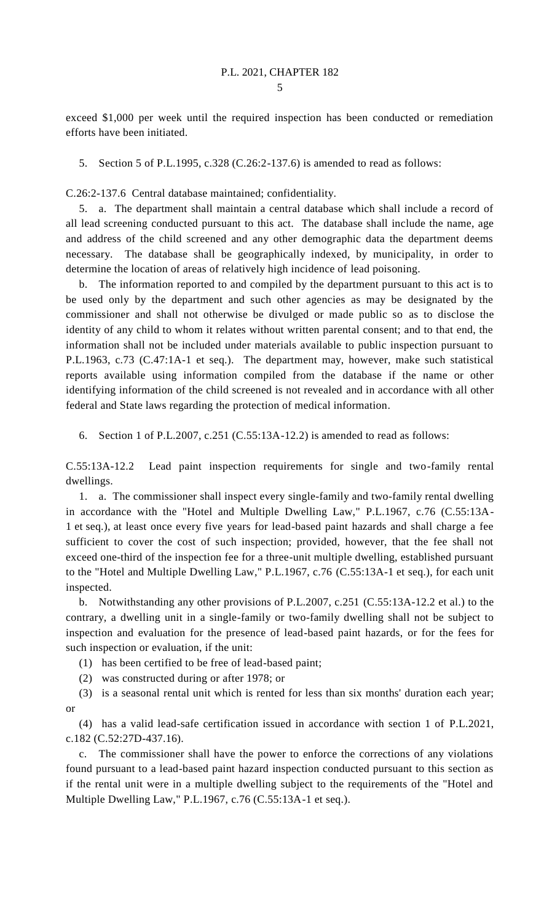exceed $1,000 per week until the required inspection has been conducted or remediation efforts have been initiated.

5. Section 5 of P.L.1995, c.328 (C.26:2-137.6) is amended to read as follows:

C.26:2-137.6 Central database maintained; confidentiality.

5. a. The department shall maintain a central database which shall include a record of all lead screening conducted pursuant to this act. The database shall include the name, age and address of the child screened and any other demographic data the department deems necessary. The database shall be geographically indexed, by municipality, in order to determine the location of areas of relatively high incidence of lead poisoning.

b. The information reported to and compiled by the department pursuant to this act is to be used only by the department and such other agencies as may be designated by the commissioner and shall not otherwise be divulged or made public so as to disclose the identity of any child to whom it relates without written parental consent; and to that end, the information shall not be included under materials available to public inspection pursuant to P.L.1963, c.73 (C.47:1A-1 et seq.). The department may, however, make such statistical reports available using information compiled from the database if the name or other identifying information of the child screened is not revealed and in accordance with all other federal and State laws regarding the protection of medical information.

6. Section 1 of P.L.2007, c.251 (C.55:13A-12.2) is amended to read as follows:

C.55:13A-12.2 Lead paint inspection requirements for single and two-family rental dwellings.

1. a. The commissioner shall inspect every single-family and two-family rental dwelling in accordance with the "Hotel and Multiple Dwelling Law," P.L.1967, c.76 (C.55:13A-1 et seq.), at least once every five years for lead-based paint hazards and shall charge a fee sufficient to cover the cost of such inspection; provided, however, that the fee shall not exceed one-third of the inspection fee for a three-unit multiple dwelling, established pursuant to the "Hotel and Multiple Dwelling Law," P.L.1967, c.76 (C.55:13A-1 et seq.), for each unit inspected.

b. Notwithstanding any other provisions of P.L.2007, c.251 (C.55:13A-12.2 et al.) to the contrary, a dwelling unit in a single-family or two-family dwelling shall not be subject to inspection and evaluation for the presence of lead-based paint hazards, or for the fees for such inspection or evaluation, if the unit:

(1) has been certified to be free of lead-based paint;

(2) was constructed during or after 1978; or

(3) is a seasonal rental unit which is rented for less than six months' duration each year; or

(4) has a valid lead-safe certification issued in accordance with section 1 of P.L.2021, c.182 (C.52:27D-437.16).

c. The commissioner shall have the power to enforce the corrections of any violations found pursuant to a lead-based paint hazard inspection conducted pursuant to this section as if the rental unit were in a multiple dwelling subject to the requirements of the "Hotel and Multiple Dwelling Law," P.L.1967, c.76 (C.55:13A-1 et seq.).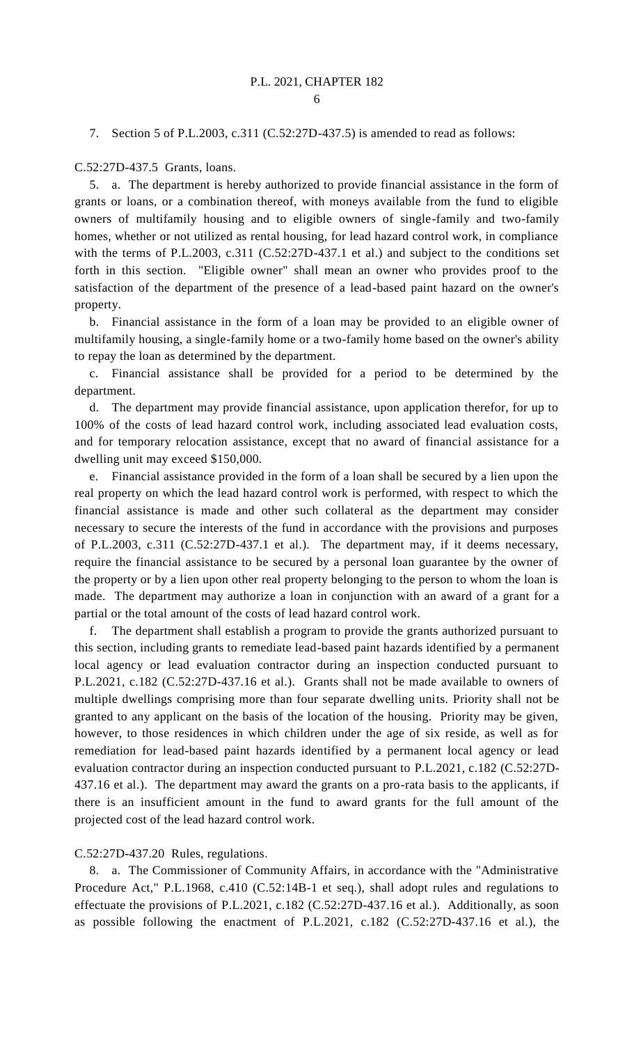7. Section 5 of P.L.2003, c.311 (C.52:27D-437.5) is amended to read as follows:

C.52:27D-437.5 Grants, loans.

5. a. The department is hereby authorized to provide financial assistance in the form of grants or loans, or a combination thereof, with moneys available from the fund to eligible owners of multifamily housing and to eligible owners of single-family and two-family homes, whether or not utilized as rental housing, for lead hazard control work, in compliance with the terms of P.L.2003, c.311 (C.52:27D-437.1 et al.) and subject to the conditions set forth in this section. "Eligible owner" shall mean an owner who provides proof to the satisfaction of the department of the presence of a lead-based paint hazard on the owner's property.

b. Financial assistance in the form of a loan may be provided to an eligible owner of multifamily housing, a single-family home or a two-family home based on the owner's ability to repay the loan as determined by the department.

c. Financial assistance shall be provided for a period to be determined by the department.

d. The department may provide financial assistance, upon application therefor, for up to 100% of the costs of lead hazard control work, including associated lead evaluation costs, and for temporary relocation assistance, except that no award of financial assistance for a dwelling unit may exceed $150,000.

e. Financial assistance provided in the form of a loan shall be secured by a lien upon the real property on which the lead hazard control work is performed, with respect to which the financial assistance is made and other such collateral as the department may consider necessary to secure the interests of the fund in accordance with the provisions and purposes of P.L.2003, c.311 (C.52:27D-437.1 et al.). The department may, if it deems necessary, require the financial assistance to be secured by a personal loan guarantee by the owner of the property or by a lien upon other real property belonging to the person to whom the loan is made. The department may authorize a loan in conjunction with an award of a grant for a partial or the total amount of the costs of lead hazard control work.

f. The department shall establish a program to provide the grants authorized pursuant to this section, including grants to remediate lead-based paint hazards identified by a permanent local agency or lead evaluation contractor during an inspection conducted pursuant to P.L.2021, c.182 (C.52:27D-437.16 et al.). Grants shall not be made available to owners of multiple dwellings comprising more than four separate dwelling units. Priority shall not be granted to any applicant on the basis of the location of the housing. Priority may be given, however, to those residences in which children under the age of six reside, as well as for remediation for lead-based paint hazards identified by a permanent local agency or lead evaluation contractor during an inspection conducted pursuant to P.L.2021, c.182 (C.52:27D-437.16 et al.). The department may award the grants on a pro-rata basis to the applicants, if there is an insufficient amount in the fund to award grants for the full amount of the projected cost of the lead hazard control work.

C.52:27D-437.20 Rules, regulations.

8. a. The Commissioner of Community Affairs, in accordance with the "Administrative Procedure Act," P.L.1968, c.410 (C.52:14B-1 et seq.), shall adopt rules and regulations to effectuate the provisions of P.L.2021, c.182 (C.52:27D-437.16 et al.). Additionally, as soon as possible following the enactment of P.L.2021, c.182 (C.52:27D-437.16 et al.), the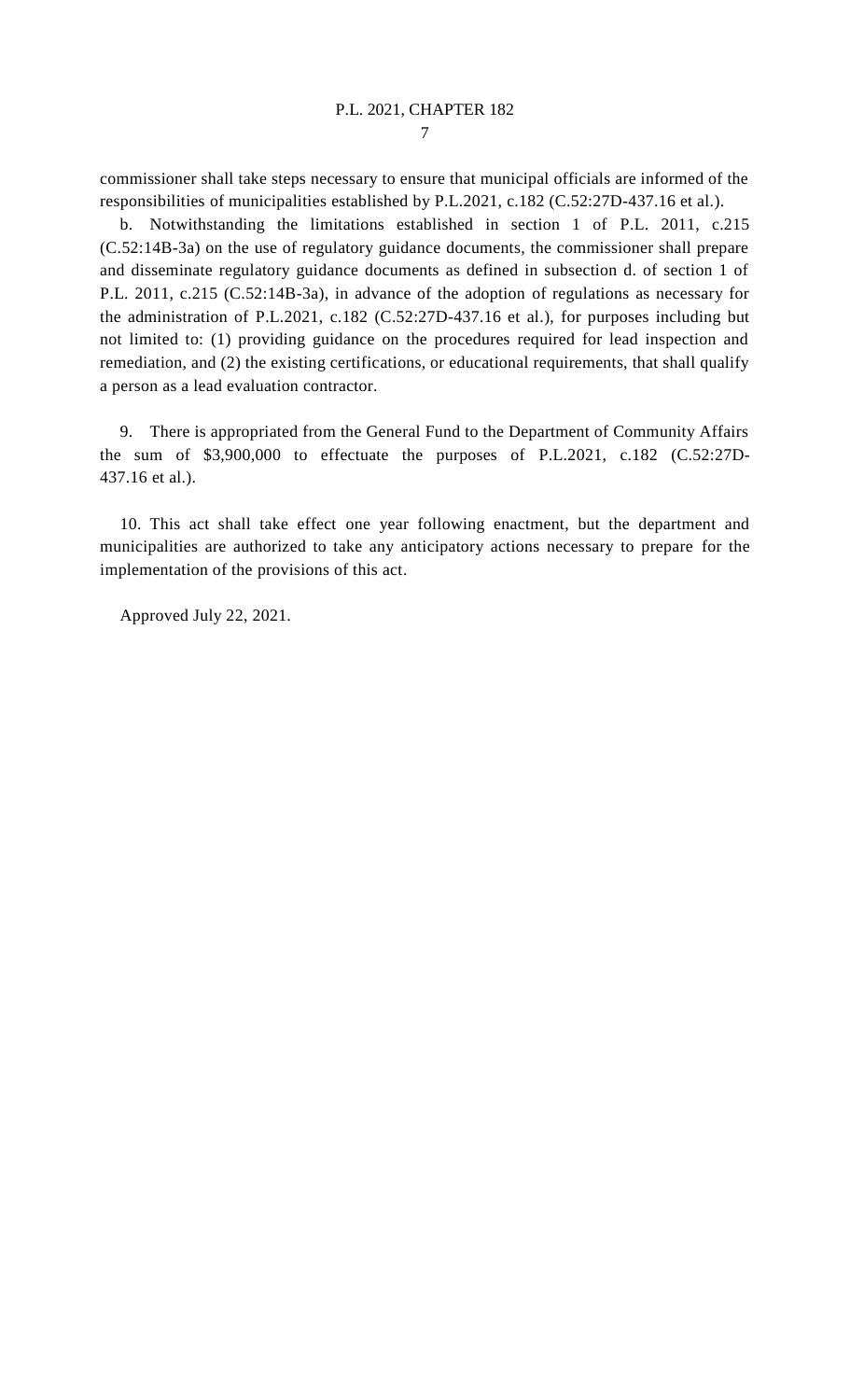commissioner shall take steps necessary to ensure that municipal officials are informed of the responsibilities of municipalities established by P.L.2021, c.182 (C.52:27D-437.16 et al.).

b. Notwithstanding the limitations established in section 1 of P.L. 2011, c.215 (C.52:14B-3a) on the use of regulatory guidance documents, the commissioner shall prepare and disseminate regulatory guidance documents as defined in subsection d. of section 1 of P.L. 2011, c.215 (C.52:14B-3a), in advance of the adoption of regulations as necessary for the administration of P.L.2021, c.182 (C.52:27D-437.16 et al.), for purposes including but not limited to: (1) providing guidance on the procedures required for lead inspection and remediation, and (2) the existing certifications, or educational requirements, that shall qualify a person as a lead evaluation contractor.

9. There is appropriated from the General Fund to the Department of Community Affairs the sum of $3,900,000 to effectuate the purposes of P.L.2021, c.182 (C.52:27D-437.16 et al.).

10. This act shall take effect one year following enactment, but the department and municipalities are authorized to take any anticipatory actions necessary to prepare for the implementation of the provisions of this act.

Approved July 22, 2021.